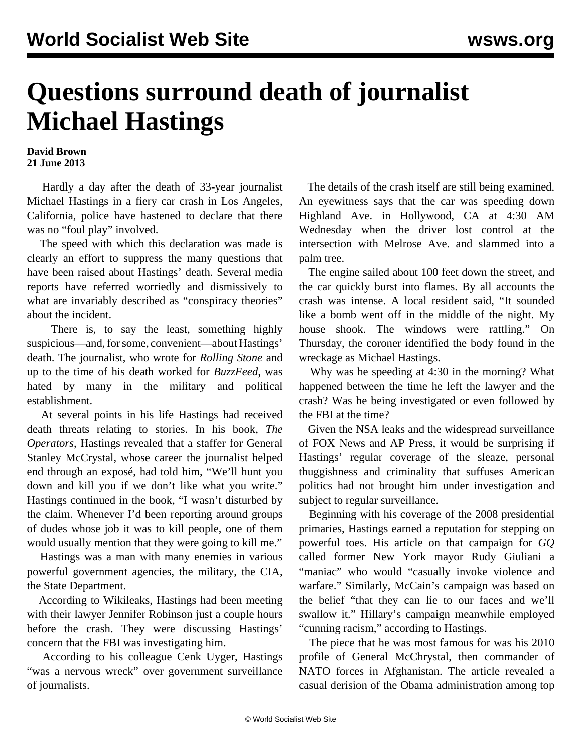# Questions surround death of journalist Michael Hastings

**David Brown**
**21 June 2013**

Hardly a day after the death of 33-year journalist Michael Hastings in a fiery car crash in Los Angeles, California, police have hastened to declare that there was no "foul play" involved.

The speed with which this declaration was made is clearly an effort to suppress the many questions that have been raised about Hastings' death. Several media reports have referred worriedly and dismissively to what are invariably described as "conspiracy theories" about the incident.

There is, to say the least, something highly suspicious—and, for some, convenient—about Hastings' death. The journalist, who wrote for *Rolling Stone* and up to the time of his death worked for *BuzzFeed*, was hated by many in the military and political establishment.

At several points in his life Hastings had received death threats relating to stories. In his book, *The Operators*, Hastings revealed that a staffer for General Stanley McCrystal, whose career the journalist helped end through an exposé, had told him, "We'll hunt you down and kill you if we don't like what you write." Hastings continued in the book, "I wasn't disturbed by the claim. Whenever I'd been reporting around groups of dudes whose job it was to kill people, one of them would usually mention that they were going to kill me."

Hastings was a man with many enemies in various powerful government agencies, the military, the CIA, the State Department.

According to Wikileaks, Hastings had been meeting with their lawyer Jennifer Robinson just a couple hours before the crash. They were discussing Hastings' concern that the FBI was investigating him.

According to his colleague Cenk Uyger, Hastings "was a nervous wreck" over government surveillance of journalists.

The details of the crash itself are still being examined. An eyewitness says that the car was speeding down Highland Ave. in Hollywood, CA at 4:30 AM Wednesday when the driver lost control at the intersection with Melrose Ave. and slammed into a palm tree.

The engine sailed about 100 feet down the street, and the car quickly burst into flames. By all accounts the crash was intense. A local resident said, "It sounded like a bomb went off in the middle of the night. My house shook. The windows were rattling." On Thursday, the coroner identified the body found in the wreckage as Michael Hastings.

Why was he speeding at 4:30 in the morning? What happened between the time he left the lawyer and the crash? Was he being investigated or even followed by the FBI at the time?

Given the NSA leaks and the widespread surveillance of FOX News and AP Press, it would be surprising if Hastings' regular coverage of the sleaze, personal thuggishness and criminality that suffuses American politics had not brought him under investigation and subject to regular surveillance.

Beginning with his coverage of the 2008 presidential primaries, Hastings earned a reputation for stepping on powerful toes. His article on that campaign for *GQ* called former New York mayor Rudy Giuliani a "maniac" who would "casually invoke violence and warfare." Similarly, McCain's campaign was based on the belief "that they can lie to our faces and we'll swallow it." Hillary's campaign meanwhile employed "cunning racism," according to Hastings.

The piece that he was most famous for was his 2010 profile of General McChrystal, then commander of NATO forces in Afghanistan. The article revealed a casual derision of the Obama administration among top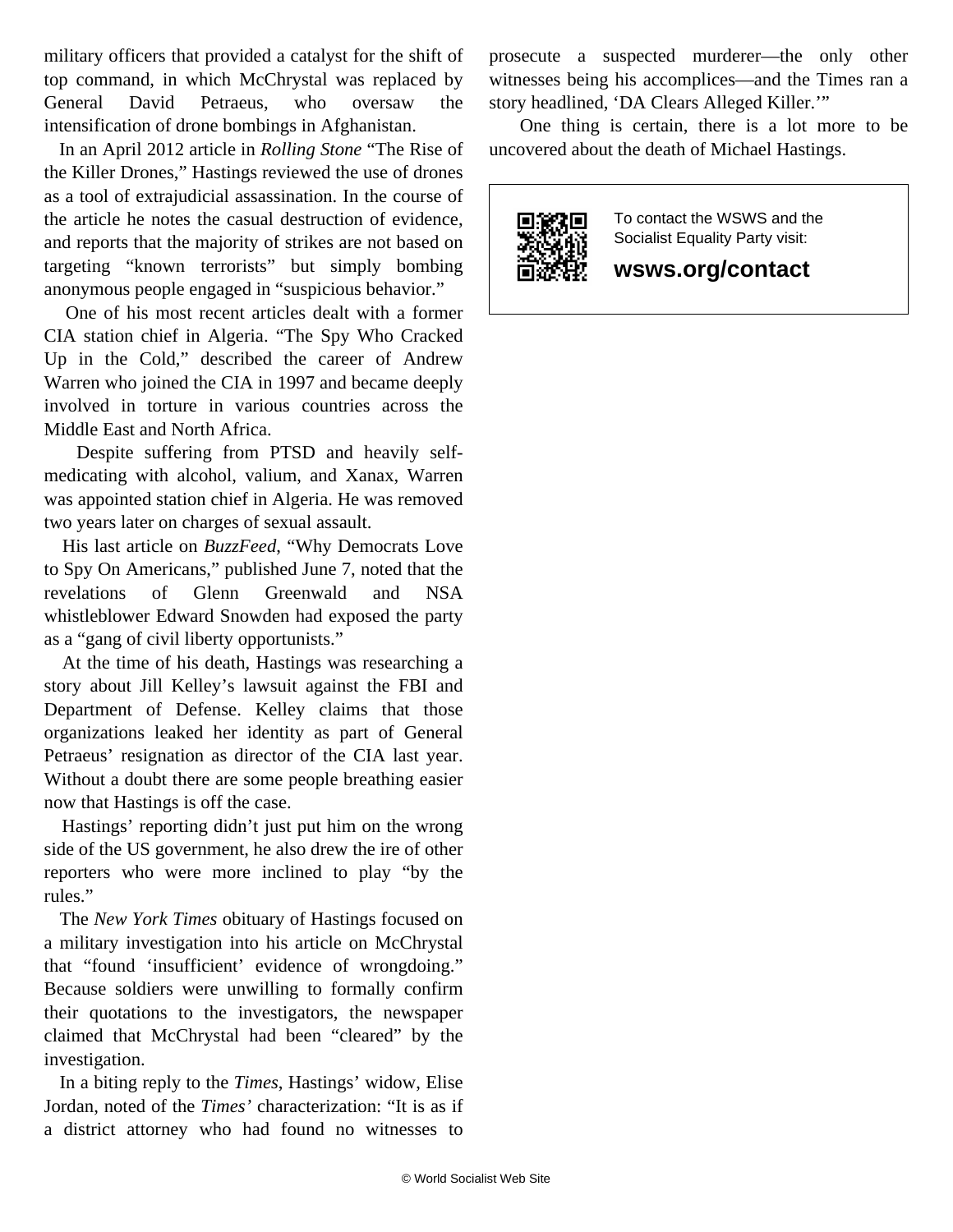military officers that provided a catalyst for the shift of top command, in which McChrystal was replaced by General David Petraeus, who oversaw the intensification of drone bombings in Afghanistan.

In an April 2012 article in *Rolling Stone* "The Rise of the Killer Drones," Hastings reviewed the use of drones as a tool of extrajudicial assassination. In the course of the article he notes the casual destruction of evidence, and reports that the majority of strikes are not based on targeting "known terrorists" but simply bombing anonymous people engaged in "suspicious behavior."

One of his most recent articles dealt with a former CIA station chief in Algeria. "The Spy Who Cracked Up in the Cold," described the career of Andrew Warren who joined the CIA in 1997 and became deeply involved in torture in various countries across the Middle East and North Africa.

Despite suffering from PTSD and heavily self-medicating with alcohol, valium, and Xanax, Warren was appointed station chief in Algeria. He was removed two years later on charges of sexual assault.

His last article on *BuzzFeed*, "Why Democrats Love to Spy On Americans," published June 7, noted that the revelations of Glenn Greenwald and NSA whistleblower Edward Snowden had exposed the party as a "gang of civil liberty opportunists."

At the time of his death, Hastings was researching a story about Jill Kelley's lawsuit against the FBI and Department of Defense. Kelley claims that those organizations leaked her identity as part of General Petraeus' resignation as director of the CIA last year. Without a doubt there are some people breathing easier now that Hastings is off the case.

Hastings' reporting didn't just put him on the wrong side of the US government, he also drew the ire of other reporters who were more inclined to play "by the rules."

The *New York Times* obituary of Hastings focused on a military investigation into his article on McChrystal that "found 'insufficient' evidence of wrongdoing." Because soldiers were unwilling to formally confirm their quotations to the investigators, the newspaper claimed that McChrystal had been "cleared" by the investigation.

In a biting reply to the *Times*, Hastings' widow, Elise Jordan, noted of the *Times'* characterization: "It is as if a district attorney who had found no witnesses to prosecute a suspected murderer—the only other witnesses being his accomplices—and the Times ran a story headlined, 'DA Clears Alleged Killer.'"

One thing is certain, there is a lot more to be uncovered about the death of Michael Hastings.

To contact the WSWS and the Socialist Equality Party visit:

**wsws.org/contact**